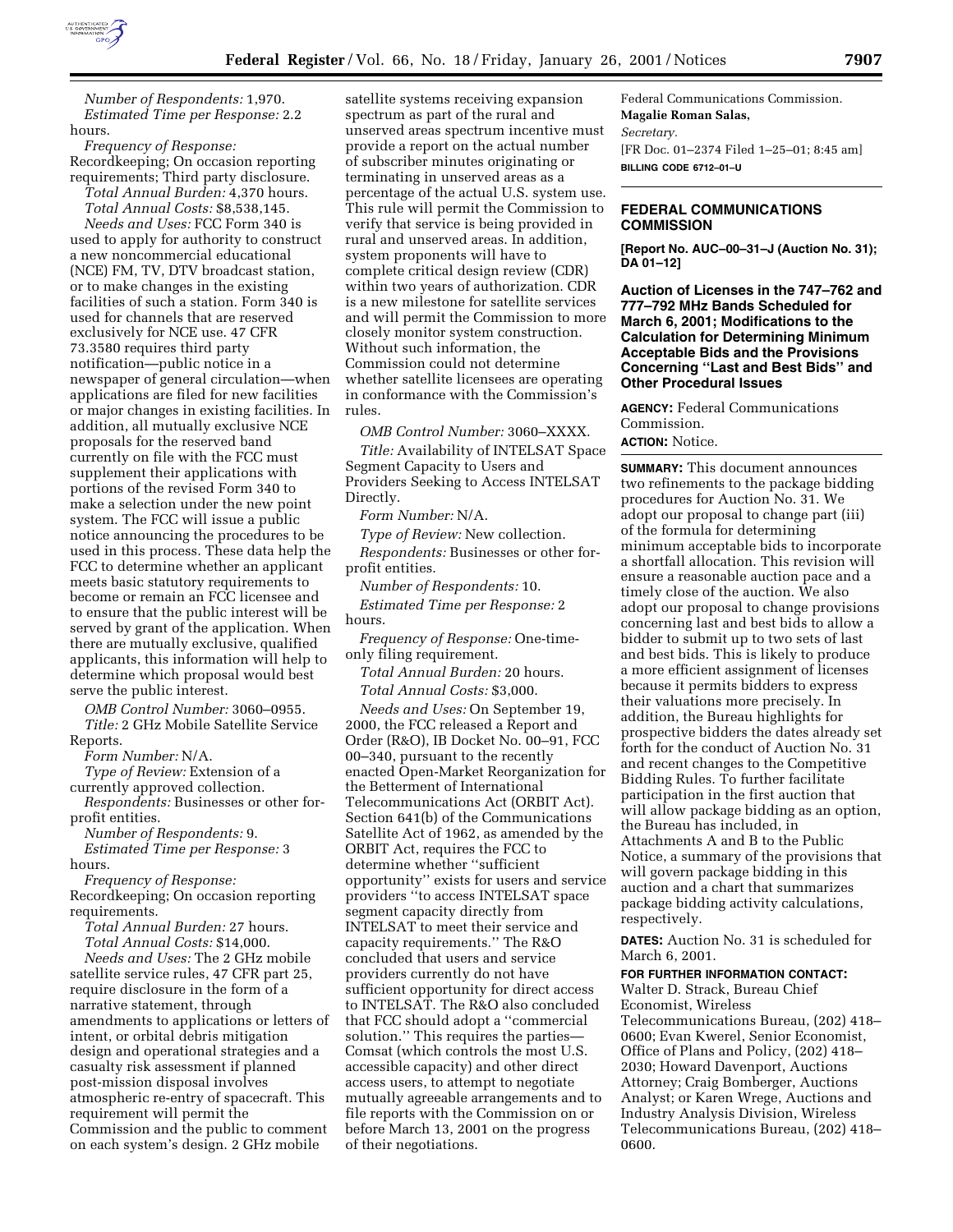*Number of Respondents:* 1,970.

*Estimated Time per Response:* 2.2 hours.

*Frequency of Response:* Recordkeeping; On occasion reporting requirements; Third party disclosure.

*Total Annual Burden:* 4,370 hours.

*Total Annual Costs:* $8,538,145.

*Needs and Uses:* FCC Form 340 is used to apply for authority to construct a new noncommercial educational (NCE) FM, TV, DTV broadcast station, or to make changes in the existing facilities of such a station. Form 340 is used for channels that are reserved exclusively for NCE use. 47 CFR 73.3580 requires third party notification—public notice in a newspaper of general circulation—when applications are filed for new facilities or major changes in existing facilities. In addition, all mutually exclusive NCE proposals for the reserved band currently on file with the FCC must supplement their applications with portions of the revised Form 340 to make a selection under the new point system. The FCC will issue a public notice announcing the procedures to be used in this process. These data help the FCC to determine whether an applicant meets basic statutory requirements to become or remain an FCC licensee and to ensure that the public interest will be served by grant of the application. When there are mutually exclusive, qualified applicants, this information will help to determine which proposal would best serve the public interest.

*OMB Control Number:* 3060–0955.

*Title:* 2 GHz Mobile Satellite Service Reports.

*Form Number:* N/A.

*Type of Review:* Extension of a currently approved collection.

*Respondents:* Businesses or other for-profit entities.

*Number of Respondents:* 9.

*Estimated Time per Response:* 3 hours.

*Frequency of Response:* Recordkeeping; On occasion reporting requirements.

*Total Annual Burden:* 27 hours.

*Total Annual Costs:* $14,000.

*Needs and Uses:* The 2 GHz mobile satellite service rules, 47 CFR part 25, require disclosure in the form of a narrative statement, through amendments to applications or letters of intent, or orbital debris mitigation design and operational strategies and a casualty risk assessment if planned post-mission disposal involves atmospheric re-entry of spacecraft. This requirement will permit the Commission and the public to comment on each system's design. 2 GHz mobile satellite systems receiving expansion spectrum as part of the rural and unserved areas spectrum incentive must provide a report on the actual number of subscriber minutes originating or terminating in unserved areas as a percentage of the actual U.S. system use. This rule will permit the Commission to verify that service is being provided in rural and unserved areas. In addition, system proponents will have to complete critical design review (CDR) within two years of authorization. CDR is a new milestone for satellite services and will permit the Commission to more closely monitor system construction. Without such information, the Commission could not determine whether satellite licensees are operating in conformance with the Commission's rules.

*OMB Control Number:* 3060–XXXX.

*Title:* Availability of INTELSAT Space Segment Capacity to Users and Providers Seeking to Access INTELSAT Directly.

*Form Number:* N/A.

*Type of Review:* New collection.

*Respondents:* Businesses or other for-profit entities.

*Number of Respondents:* 10.

*Estimated Time per Response:* 2 hours.

*Frequency of Response:* One-time-only filing requirement.

*Total Annual Burden:* 20 hours.

*Total Annual Costs:* $3,000.

*Needs and Uses:* On September 19, 2000, the FCC released a Report and Order (R&O), IB Docket No. 00–91, FCC 00–340, pursuant to the recently enacted Open-Market Reorganization for the Betterment of International Telecommunications Act (ORBIT Act). Section 641(b) of the Communications Satellite Act of 1962, as amended by the ORBIT Act, requires the FCC to determine whether ''sufficient opportunity'' exists for users and service providers ''to access INTELSAT space segment capacity directly from INTELSAT to meet their service and capacity requirements.'' The R&O concluded that users and service providers currently do not have sufficient opportunity for direct access to INTELSAT. The R&O also concluded that FCC should adopt a ''commercial solution.'' This requires the parties—Comsat (which controls the most U.S. accessible capacity) and other direct access users, to attempt to negotiate mutually agreeable arrangements and to file reports with the Commission on or before March 13, 2001 on the progress of their negotiations.

Federal Communications Commission.

**Magalie Roman Salas,**

*Secretary.*

[FR Doc. 01–2374 Filed 1–25–01; 8:45 am]

**BILLING CODE 6712–01–U**

## FEDERAL COMMUNICATIONS COMMISSION

**[Report No. AUC–00–31–J (Auction No. 31); DA 01–12]**

### Auction of Licenses in the 747–762 and 777–792 MHz Bands Scheduled for March 6, 2001; Modifications to the Calculation for Determining Minimum Acceptable Bids and the Provisions Concerning ''Last and Best Bids'' and Other Procedural Issues

**AGENCY:** Federal Communications Commission.

**ACTION:** Notice.

**SUMMARY:** This document announces two refinements to the package bidding procedures for Auction No. 31. We adopt our proposal to change part (iii) of the formula for determining minimum acceptable bids to incorporate a shortfall allocation. This revision will ensure a reasonable auction pace and a timely close of the auction. We also adopt our proposal to change provisions concerning last and best bids to allow a bidder to submit up to two sets of last and best bids. This is likely to produce a more efficient assignment of licenses because it permits bidders to express their valuations more precisely. In addition, the Bureau highlights for prospective bidders the dates already set forth for the conduct of Auction No. 31 and recent changes to the Competitive Bidding Rules. To further facilitate participation in the first auction that will allow package bidding as an option, the Bureau has included, in Attachments A and B to the Public Notice, a summary of the provisions that will govern package bidding in this auction and a chart that summarizes package bidding activity calculations, respectively.

**DATES:** Auction No. 31 is scheduled for March 6, 2001.

**FOR FURTHER INFORMATION CONTACT:** Walter D. Strack, Bureau Chief Economist, Wireless Telecommunications Bureau, (202) 418–0600; Evan Kwerel, Senior Economist, Office of Plans and Policy, (202) 418–2030; Howard Davenport, Auctions Attorney; Craig Bomberger, Auctions Analyst; or Karen Wrege, Auctions and Industry Analysis Division, Wireless Telecommunications Bureau, (202) 418–0600.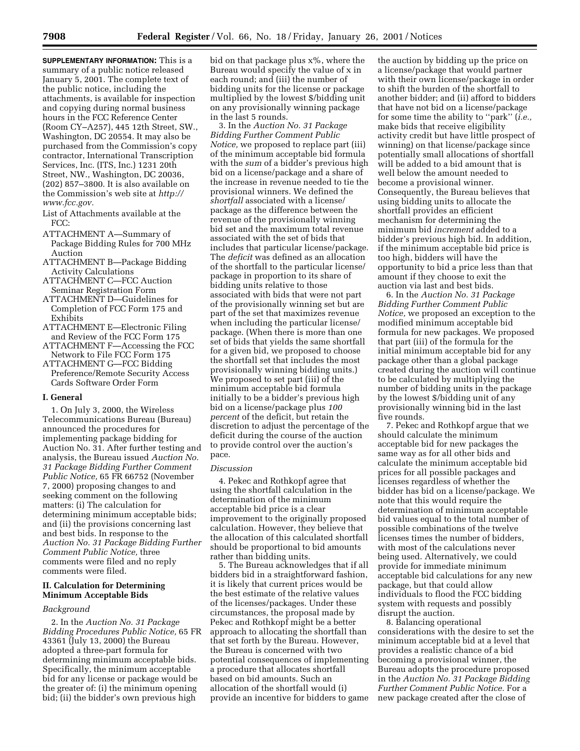**SUPPLEMENTARY INFORMATION:** This is a summary of a public notice released January 5, 2001. The complete text of the public notice, including the attachments, is available for inspection and copying during normal business hours in the FCC Reference Center (Room CY–A257), 445 12th Street, SW., Washington, DC 20554. It may also be purchased from the Commission's copy contractor, International Transcription Services, Inc. (ITS, Inc.) 1231 20th Street, NW., Washington, DC 20036, (202) 857–3800. It is also available on the Commission's web site at *http://www.fcc.gov.*

List of Attachments available at the FCC:

ATTACHMENT A—Summary of Package Bidding Rules for 700 MHz Auction

ATTACHMENT B—Package Bidding Activity Calculations

ATTACHMENT C—FCC Auction Seminar Registration Form

ATTACHMENT D—Guidelines for Completion of FCC Form 175 and Exhibits

ATTACHMENT E—Electronic Filing and Review of the FCC Form 175

ATTACHMENT F—Accessing the FCC Network to File FCC Form 175

ATTACHMENT G—FCC Bidding Preference/Remote Security Access Cards Software Order Form

## I. General

1. On July 3, 2000, the Wireless Telecommunications Bureau (Bureau) announced the procedures for implementing package bidding for Auction No. 31. After further testing and analysis, the Bureau issued *Auction No. 31 Package Bidding Further Comment Public Notice,* 65 FR 66752 (November 7, 2000) proposing changes to and seeking comment on the following matters: (i) The calculation for determining minimum acceptable bids; and (ii) the provisions concerning last and best bids. In response to the *Auction No. 31 Package Bidding Further Comment Public Notice,* three comments were filed and no reply comments were filed.

## II. Calculation for Determining Minimum Acceptable Bids

### *Background*

2. In the *Auction No. 31 Package Bidding Procedures Public Notice,* 65 FR 43361 (July 13, 2000) the Bureau adopted a three-part formula for determining minimum acceptable bids. Specifically, the minimum acceptable bid for any license or package would be the greater of: (i) the minimum opening bid; (ii) the bidder's own previous high bid on that package plus x%, where the Bureau would specify the value of x in each round; and (iii) the number of bidding units for the license or package multiplied by the lowest $/bidding unit on any provisionally winning package in the last 5 rounds.

3. In the *Auction No. 31 Package Bidding Further Comment Public Notice,* we proposed to replace part (iii) of the minimum acceptable bid formula with the *sum* of a bidder's previous high bid on a license/package and a share of the increase in revenue needed to tie the provisional winners. We defined the *shortfall* associated with a license/package as the difference between the revenue of the provisionally winning bid set and the maximum total revenue associated with the set of bids that includes that particular license/package. The *deficit* was defined as an allocation of the shortfall to the particular license/package in proportion to its share of bidding units relative to those associated with bids that were not part of the provisionally winning set but are part of the set that maximizes revenue when including the particular license/package. (When there is more than one set of bids that yields the same shortfall for a given bid, we proposed to choose the shortfall set that includes the most provisionally winning bidding units.) We proposed to set part (iii) of the minimum acceptable bid formula initially to be a bidder's previous high bid on a license/package plus *100 percent* of the deficit, but retain the discretion to adjust the percentage of the deficit during the course of the auction to provide control over the auction's pace.

### *Discussion*

4. Pekec and Rothkopf agree that using the shortfall calculation in the determination of the minimum acceptable bid price is a clear improvement to the originally proposed calculation. However, they believe that the allocation of this calculated shortfall should be proportional to bid amounts rather than bidding units.

5. The Bureau acknowledges that if all bidders bid in a straightforward fashion, it is likely that current prices would be the best estimate of the relative values of the licenses/packages. Under these circumstances, the proposal made by Pekec and Rothkopf might be a better approach to allocating the shortfall than that set forth by the Bureau. However, the Bureau is concerned with two potential consequences of implementing a procedure that allocates shortfall based on bid amounts. Such an allocation of the shortfall would (i) provide an incentive for bidders to game the auction by bidding up the price on a license/package that would partner with their own license/package in order to shift the burden of the shortfall to another bidder; and (ii) afford to bidders that have not bid on a license/package for some time the ability to ''park'' (*i.e.,* make bids that receive eligibility activity credit but have little prospect of winning) on that license/package since potentially small allocations of shortfall will be added to a bid amount that is well below the amount needed to become a provisional winner. Consequently, the Bureau believes that using bidding units to allocate the shortfall provides an efficient mechanism for determining the minimum bid *increment* added to a bidder's previous high bid. In addition, if the minimum acceptable bid price is too high, bidders will have the opportunity to bid a price less than that amount if they choose to exit the auction via last and best bids.

6. In the *Auction No. 31 Package Bidding Further Comment Public Notice,* we proposed an exception to the modified minimum acceptable bid formula for new packages. We proposed that part (iii) of the formula for the initial minimum acceptable bid for any package other than a global package created during the auction will continue to be calculated by multiplying the number of bidding units in the package by the lowest $/bidding unit of any provisionally winning bid in the last five rounds.

7. Pekec and Rothkopf argue that we should calculate the minimum acceptable bid for new packages the same way as for all other bids and calculate the minimum acceptable bid prices for all possible packages and licenses regardless of whether the bidder has bid on a license/package. We note that this would require the determination of minimum acceptable bid values equal to the total number of possible combinations of the twelve licenses times the number of bidders, with most of the calculations never being used. Alternatively, we could provide for immediate minimum acceptable bid calculations for any new package, but that could allow individuals to flood the FCC bidding system with requests and possibly disrupt the auction.

8. Balancing operational considerations with the desire to set the minimum acceptable bid at a level that provides a realistic chance of a bid becoming a provisional winner, the Bureau adopts the procedure proposed in the *Auction No. 31 Package Bidding Further Comment Public Notice.* For a new package created after the close of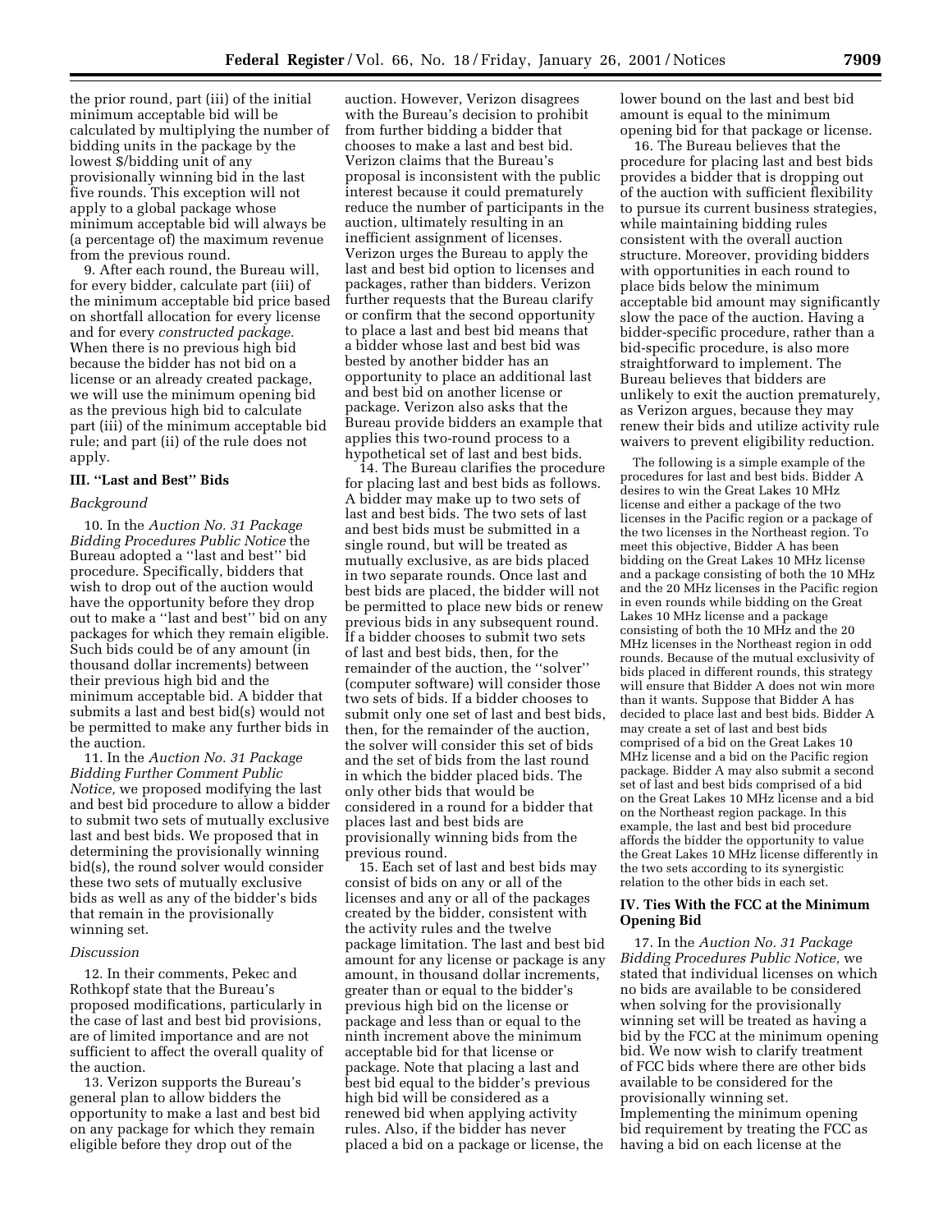the prior round, part (iii) of the initial minimum acceptable bid will be calculated by multiplying the number of bidding units in the package by the lowest $/bidding unit of any provisionally winning bid in the last five rounds. This exception will not apply to a global package whose minimum acceptable bid will always be (a percentage of) the maximum revenue from the previous round.

9. After each round, the Bureau will, for every bidder, calculate part (iii) of the minimum acceptable bid price based on shortfall allocation for every license and for every *constructed package.* When there is no previous high bid because the bidder has not bid on a license or an already created package, we will use the minimum opening bid as the previous high bid to calculate part (iii) of the minimum acceptable bid rule; and part (ii) of the rule does not apply.

### III. "Last and Best" Bids

*Background*

10. In the *Auction No. 31 Package Bidding Procedures Public Notice* the Bureau adopted a "last and best" bid procedure. Specifically, bidders that wish to drop out of the auction would have the opportunity before they drop out to make a "last and best" bid on any packages for which they remain eligible. Such bids could be of any amount (in thousand dollar increments) between their previous high bid and the minimum acceptable bid. A bidder that submits a last and best bid(s) would not be permitted to make any further bids in the auction.

11. In the *Auction No. 31 Package Bidding Further Comment Public Notice,* we proposed modifying the last and best bid procedure to allow a bidder to submit two sets of mutually exclusive last and best bids. We proposed that in determining the provisionally winning bid(s), the round solver would consider these two sets of mutually exclusive bids as well as any of the bidder's bids that remain in the provisionally winning set.

*Discussion*

12. In their comments, Pekec and Rothkopf state that the Bureau's proposed modifications, particularly in the case of last and best bid provisions, are of limited importance and are not sufficient to affect the overall quality of the auction.

13. Verizon supports the Bureau's general plan to allow bidders the opportunity to make a last and best bid on any package for which they remain eligible before they drop out of the auction. However, Verizon disagrees with the Bureau's decision to prohibit from further bidding a bidder that chooses to make a last and best bid. Verizon claims that the Bureau's proposal is inconsistent with the public interest because it could prematurely reduce the number of participants in the auction, ultimately resulting in an inefficient assignment of licenses. Verizon urges the Bureau to apply the last and best bid option to licenses and packages, rather than bidders. Verizon further requests that the Bureau clarify or confirm that the second opportunity to place a last and best bid means that a bidder whose last and best bid was bested by another bidder has an opportunity to place an additional last and best bid on another license or package. Verizon also asks that the Bureau provide bidders an example that applies this two-round process to a hypothetical set of last and best bids.

14. The Bureau clarifies the procedure for placing last and best bids as follows. A bidder may make up to two sets of last and best bids. The two sets of last and best bids must be submitted in a single round, but will be treated as mutually exclusive, as are bids placed in two separate rounds. Once last and best bids are placed, the bidder will not be permitted to place new bids or renew previous bids in any subsequent round. If a bidder chooses to submit two sets of last and best bids, then, for the remainder of the auction, the "solver" (computer software) will consider those two sets of bids. If a bidder chooses to submit only one set of last and best bids, then, for the remainder of the auction, the solver will consider this set of bids and the set of bids from the last round in which the bidder placed bids. The only other bids that would be considered in a round for a bidder that places last and best bids are provisionally winning bids from the previous round.

15. Each set of last and best bids may consist of bids on any or all of the licenses and any or all of the packages created by the bidder, consistent with the activity rules and the twelve package limitation. The last and best bid amount for any license or package is any amount, in thousand dollar increments, greater than or equal to the bidder's previous high bid on the license or package and less than or equal to the ninth increment above the minimum acceptable bid for that license or package. Note that placing a last and best bid equal to the bidder's previous high bid will be considered as a renewed bid when applying activity rules. Also, if the bidder has never placed a bid on a package or license, the lower bound on the last and best bid amount is equal to the minimum opening bid for that package or license.

16. The Bureau believes that the procedure for placing last and best bids provides a bidder that is dropping out of the auction with sufficient flexibility to pursue its current business strategies, while maintaining bidding rules consistent with the overall auction structure. Moreover, providing bidders with opportunities in each round to place bids below the minimum acceptable bid amount may significantly slow the pace of the auction. Having a bidder-specific procedure, rather than a bid-specific procedure, is also more straightforward to implement. The Bureau believes that bidders are unlikely to exit the auction prematurely, as Verizon argues, because they may renew their bids and utilize activity rule waivers to prevent eligibility reduction.

The following is a simple example of the procedures for last and best bids. Bidder A desires to win the Great Lakes 10 MHz license and either a package of the two licenses in the Pacific region or a package of the two licenses in the Northeast region. To meet this objective, Bidder A has been bidding on the Great Lakes 10 MHz license and a package consisting of both the 10 MHz and the 20 MHz licenses in the Pacific region in even rounds while bidding on the Great Lakes 10 MHz license and a package consisting of both the 10 MHz and the 20 MHz licenses in the Northeast region in odd rounds. Because of the mutual exclusivity of bids placed in different rounds, this strategy will ensure that Bidder A does not win more than it wants. Suppose that Bidder A has decided to place last and best bids. Bidder A may create a set of last and best bids comprised of a bid on the Great Lakes 10 MHz license and a bid on the Pacific region package. Bidder A may also submit a second set of last and best bids comprised of a bid on the Great Lakes 10 MHz license and a bid on the Northeast region package. In this example, the last and best bid procedure affords the bidder the opportunity to value the Great Lakes 10 MHz license differently in the two sets according to its synergistic relation to the other bids in each set.

### IV. Ties With the FCC at the Minimum Opening Bid

17. In the *Auction No. 31 Package Bidding Procedures Public Notice,* we stated that individual licenses on which no bids are available to be considered when solving for the provisionally winning set will be treated as having a bid by the FCC at the minimum opening bid. We now wish to clarify treatment of FCC bids where there are other bids available to be considered for the provisionally winning set. Implementing the minimum opening bid requirement by treating the FCC as having a bid on each license at the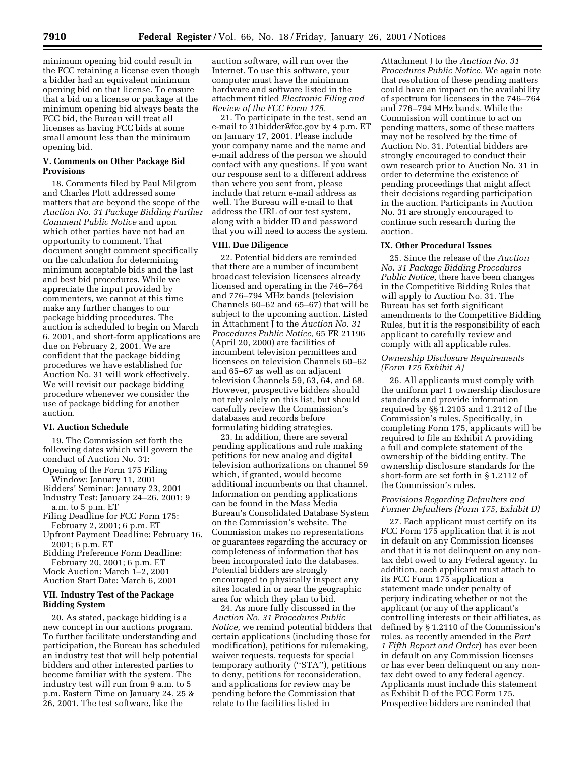minimum opening bid could result in the FCC retaining a license even though a bidder had an equivalent minimum opening bid on that license. To ensure that a bid on a license or package at the minimum opening bid always beats the FCC bid, the Bureau will treat all licenses as having FCC bids at some small amount less than the minimum opening bid.

### V. Comments on Other Package Bid Provisions

18. Comments filed by Paul Milgrom and Charles Plott addressed some matters that are beyond the scope of the *Auction No. 31 Package Bidding Further Comment Public Notice* and upon which other parties have not had an opportunity to comment. That document sought comment specifically on the calculation for determining minimum acceptable bids and the last and best bid procedures. While we appreciate the input provided by commenters, we cannot at this time make any further changes to our package bidding procedures. The auction is scheduled to begin on March 6, 2001, and short-form applications are due on February 2, 2001. We are confident that the package bidding procedures we have established for Auction No. 31 will work effectively. We will revisit our package bidding procedure whenever we consider the use of package bidding for another auction.

### VI. Auction Schedule

19. The Commission set forth the following dates which will govern the conduct of Auction No. 31:

Opening of the Form 175 Filing Window: January 11, 2001
Bidders' Seminar: January 23, 2001
Industry Test: January 24–26, 2001; 9 a.m. to 5 p.m. ET
Filing Deadline for FCC Form 175: February 2, 2001; 6 p.m. ET
Upfront Payment Deadline: February 16, 2001; 6 p.m. ET
Bidding Preference Form Deadline: February 20, 2001; 6 p.m. ET
Mock Auction: March 1–2, 2001
Auction Start Date: March 6, 2001

### VII. Industry Test of the Package Bidding System

20. As stated, package bidding is a new concept in our auctions program. To further facilitate understanding and participation, the Bureau has scheduled an industry test that will help potential bidders and other interested parties to become familiar with the system. The industry test will run from 9 a.m. to 5 p.m. Eastern Time on January 24, 25 & 26, 2001. The test software, like the auction software, will run over the Internet. To use this software, your computer must have the minimum hardware and software listed in the attachment titled *Electronic Filing and Review of the FCC Form 175.*

21. To participate in the test, send an e-mail to 31bidder@fcc.gov by 4 p.m. ET on January 17, 2001. Please include your company name and the name and e-mail address of the person we should contact with any questions. If you want our response sent to a different address than where you sent from, please include that return e-mail address as well. The Bureau will e-mail to that address the URL of our test system, along with a bidder ID and password that you will need to access the system.

### VIII. Due Diligence

22. Potential bidders are reminded that there are a number of incumbent broadcast television licensees already licensed and operating in the 746–764 and 776–794 MHz bands (television Channels 60–62 and 65–67) that will be subject to the upcoming auction. Listed in Attachment J to the *Auction No. 31 Procedures Public Notice,* 65 FR 21196 (April 20, 2000) are facilities of incumbent television permittees and licensees on television Channels 60–62 and 65–67 as well as on adjacent television Channels 59, 63, 64, and 68. However, prospective bidders should not rely solely on this list, but should carefully review the Commission's databases and records before formulating bidding strategies.

23. In addition, there are several pending applications and rule making petitions for new analog and digital television authorizations on channel 59 which, if granted, would become additional incumbents on that channel. Information on pending applications can be found in the Mass Media Bureau's Consolidated Database System on the Commission's website. The Commission makes no representations or guarantees regarding the accuracy or completeness of information that has been incorporated into the databases. Potential bidders are strongly encouraged to physically inspect any sites located in or near the geographic area for which they plan to bid.

24. As more fully discussed in the *Auction No. 31 Procedures Public Notice,* we remind potential bidders that certain applications (including those for modification), petitions for rulemaking, waiver requests, requests for special temporary authority ("STA"), petitions to deny, petitions for reconsideration, and applications for review may be pending before the Commission that relate to the facilities listed in Attachment J to the *Auction No. 31 Procedures Public Notice.* We again note that resolution of these pending matters could have an impact on the availability of spectrum for licensees in the 746–764 and 776–794 MHz bands. While the Commission will continue to act on pending matters, some of these matters may not be resolved by the time of Auction No. 31. Potential bidders are strongly encouraged to conduct their own research prior to Auction No. 31 in order to determine the existence of pending proceedings that might affect their decisions regarding participation in the auction. Participants in Auction No. 31 are strongly encouraged to continue such research during the auction.

### IX. Other Procedural Issues

25. Since the release of the *Auction No. 31 Package Bidding Procedures Public Notice,* there have been changes in the Competitive Bidding Rules that will apply to Auction No. 31. The Bureau has set forth significant amendments to the Competitive Bidding Rules, but it is the responsibility of each applicant to carefully review and comply with all applicable rules.

#### *Ownership Disclosure Requirements (Form 175 Exhibit A)*

26. All applicants must comply with the uniform part 1 ownership disclosure standards and provide information required by §§ 1.2105 and 1.2112 of the Commission's rules. Specifically, in completing Form 175, applicants will be required to file an Exhibit A providing a full and complete statement of the ownership of the bidding entity. The ownership disclosure standards for the short-form are set forth in § 1.2112 of the Commission's rules.

#### *Provisions Regarding Defaulters and Former Defaulters (Form 175, Exhibit D)*

27. Each applicant must certify on its FCC Form 175 application that it is not in default on any Commission licenses and that it is not delinquent on any non-tax debt owed to any Federal agency. In addition, each applicant must attach to its FCC Form 175 application a statement made under penalty of perjury indicating whether or not the applicant (or any of the applicant's controlling interests or their affiliates, as defined by § 1.2110 of the Commission's rules, as recently amended in the *Part 1 Fifth Report and Order*) has ever been in default on any Commission licenses or has ever been delinquent on any non-tax debt owed to any federal agency. Applicants must include this statement as Exhibit D of the FCC Form 175. Prospective bidders are reminded that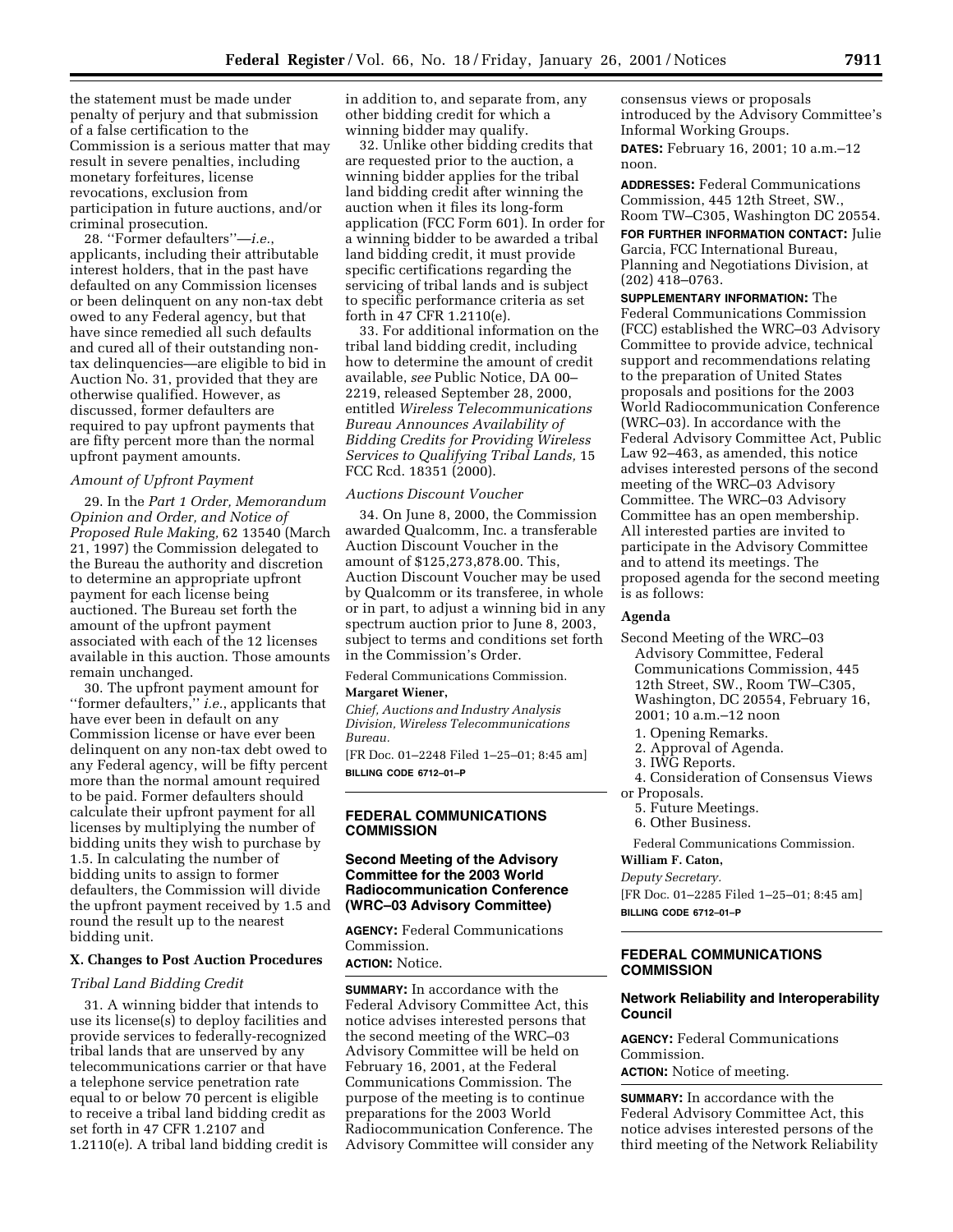the statement must be made under penalty of perjury and that submission of a false certification to the Commission is a serious matter that may result in severe penalties, including monetary forfeitures, license revocations, exclusion from participation in future auctions, and/or criminal prosecution.

28. ''Former defaulters''—*i.e.*, applicants, including their attributable interest holders, that in the past have defaulted on any Commission licenses or been delinquent on any non-tax debt owed to any Federal agency, but that have since remedied all such defaults and cured all of their outstanding non-tax delinquencies—are eligible to bid in Auction No. 31, provided that they are otherwise qualified. However, as discussed, former defaulters are required to pay upfront payments that are fifty percent more than the normal upfront payment amounts.

*Amount of Upfront Payment*

29. In the *Part 1 Order, Memorandum Opinion and Order, and Notice of Proposed Rule Making,* 62 13540 (March 21, 1997) the Commission delegated to the Bureau the authority and discretion to determine an appropriate upfront payment for each license being auctioned. The Bureau set forth the amount of the upfront payment associated with each of the 12 licenses available in this auction. Those amounts remain unchanged.

30. The upfront payment amount for ''former defaulters,'' *i.e.*, applicants that have ever been in default on any Commission license or have ever been delinquent on any non-tax debt owed to any Federal agency, will be fifty percent more than the normal amount required to be paid. Former defaulters should calculate their upfront payment for all licenses by multiplying the number of bidding units they wish to purchase by 1.5. In calculating the number of bidding units to assign to former defaulters, the Commission will divide the upfront payment received by 1.5 and round the result up to the nearest bidding unit.

### X. Changes to Post Auction Procedures

*Tribal Land Bidding Credit*

31. A winning bidder that intends to use its license(s) to deploy facilities and provide services to federally-recognized tribal lands that are unserved by any telecommunications carrier or that have a telephone service penetration rate equal to or below 70 percent is eligible to receive a tribal land bidding credit as set forth in 47 CFR 1.2107 and 1.2110(e). A tribal land bidding credit is in addition to, and separate from, any other bidding credit for which a winning bidder may qualify.

32. Unlike other bidding credits that are requested prior to the auction, a winning bidder applies for the tribal land bidding credit after winning the auction when it files its long-form application (FCC Form 601). In order for a winning bidder to be awarded a tribal land bidding credit, it must provide specific certifications regarding the servicing of tribal lands and is subject to specific performance criteria as set forth in 47 CFR 1.2110(e).

33. For additional information on the tribal land bidding credit, including how to determine the amount of credit available, *see* Public Notice, DA 00–2219, released September 28, 2000, entitled *Wireless Telecommunications Bureau Announces Availability of Bidding Credits for Providing Wireless Services to Qualifying Tribal Lands,* 15 FCC Rcd. 18351 (2000).

*Auctions Discount Voucher*

34. On June 8, 2000, the Commission awarded Qualcomm, Inc. a transferable Auction Discount Voucher in the amount of $125,273,878.00. This, Auction Discount Voucher may be used by Qualcomm or its transferee, in whole or in part, to adjust a winning bid in any spectrum auction prior to June 8, 2003, subject to terms and conditions set forth in the Commission's Order.

Federal Communications Commission.

**Margaret Wiener,**

*Chief, Auctions and Industry Analysis Division, Wireless Telecommunications Bureau.*

[FR Doc. 01–2248 Filed 1–25–01; 8:45 am]

**BILLING CODE 6712–01–P**

## FEDERAL COMMUNICATIONS COMMISSION

### Second Meeting of the Advisory Committee for the 2003 World Radiocommunication Conference (WRC–03 Advisory Committee)

**AGENCY:** Federal Communications Commission.

**ACTION:** Notice.

**SUMMARY:** In accordance with the Federal Advisory Committee Act, this notice advises interested persons that the second meeting of the WRC–03 Advisory Committee will be held on February 16, 2001, at the Federal Communications Commission. The purpose of the meeting is to continue preparations for the 2003 World Radiocommunication Conference. The Advisory Committee will consider any consensus views or proposals introduced by the Advisory Committee's Informal Working Groups.

**DATES:** February 16, 2001; 10 a.m.–12 noon.

**ADDRESSES:** Federal Communications Commission, 445 12th Street, SW., Room TW–C305, Washington DC 20554.

**FOR FURTHER INFORMATION CONTACT:** Julie Garcia, FCC International Bureau, Planning and Negotiations Division, at (202) 418–0763.

**SUPPLEMENTARY INFORMATION:** The Federal Communications Commission (FCC) established the WRC–03 Advisory Committee to provide advice, technical support and recommendations relating to the preparation of United States proposals and positions for the 2003 World Radiocommunication Conference (WRC–03). In accordance with the Federal Advisory Committee Act, Public Law 92–463, as amended, this notice advises interested persons of the second meeting of the WRC–03 Advisory Committee. The WRC–03 Advisory Committee has an open membership. All interested parties are invited to participate in the Advisory Committee and to attend its meetings. The proposed agenda for the second meeting is as follows:

#### Agenda

Second Meeting of the WRC–03 Advisory Committee, Federal Communications Commission, 445 12th Street, SW., Room TW–C305, Washington, DC 20554, February 16, 2001; 10 a.m.–12 noon

1. Opening Remarks.
2. Approval of Agenda.
3. IWG Reports.
4. Consideration of Consensus Views or Proposals.
5. Future Meetings.
6. Other Business.

Federal Communications Commission.

**William F. Caton,**

*Deputy Secretary.*

[FR Doc. 01–2285 Filed 1–25–01; 8:45 am]

**BILLING CODE 6712–01–P**

## FEDERAL COMMUNICATIONS COMMISSION

### Network Reliability and Interoperability Council

**AGENCY:** Federal Communications Commission.

**ACTION:** Notice of meeting.

**SUMMARY:** In accordance with the Federal Advisory Committee Act, this notice advises interested persons of the third meeting of the Network Reliability